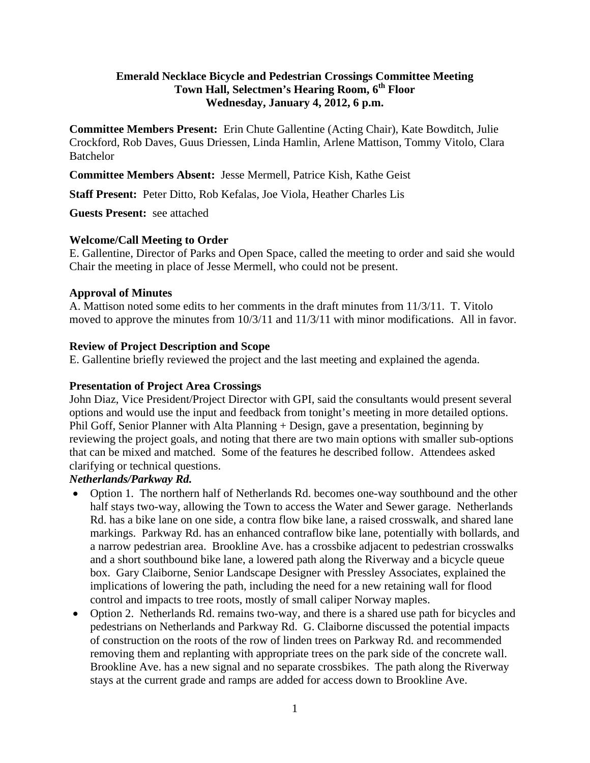**Emerald Necklace Bicycle and Pedestrian Crossings Committee Meeting**
**Town Hall, Selectmen's Hearing Room, 6th Floor**
**Wednesday, January 4, 2012, 6 p.m.**

**Committee Members Present:** Erin Chute Gallentine (Acting Chair), Kate Bowditch, Julie Crockford, Rob Daves, Guus Driessen, Linda Hamlin, Arlene Mattison, Tommy Vitolo, Clara Batchelor

**Committee Members Absent:** Jesse Mermell, Patrice Kish, Kathe Geist

**Staff Present:** Peter Ditto, Rob Kefalas, Joe Viola, Heather Charles Lis

**Guests Present:** see attached

**Welcome/Call Meeting to Order**

E. Gallentine, Director of Parks and Open Space, called the meeting to order and said she would Chair the meeting in place of Jesse Mermell, who could not be present.

**Approval of Minutes**

A. Mattison noted some edits to her comments in the draft minutes from 11/3/11. T. Vitolo moved to approve the minutes from 10/3/11 and 11/3/11 with minor modifications. All in favor.

**Review of Project Description and Scope**

E. Gallentine briefly reviewed the project and the last meeting and explained the agenda.

**Presentation of Project Area Crossings**

John Diaz, Vice President/Project Director with GPI, said the consultants would present several options and would use the input and feedback from tonight's meeting in more detailed options. Phil Goff, Senior Planner with Alta Planning + Design, gave a presentation, beginning by reviewing the project goals, and noting that there are two main options with smaller sub-options that can be mixed and matched. Some of the features he described follow. Attendees asked clarifying or technical questions.

***Netherlands/Parkway Rd.***

- Option 1. The northern half of Netherlands Rd. becomes one-way southbound and the other half stays two-way, allowing the Town to access the Water and Sewer garage. Netherlands Rd. has a bike lane on one side, a contra flow bike lane, a raised crosswalk, and shared lane markings. Parkway Rd. has an enhanced contraflow bike lane, potentially with bollards, and a narrow pedestrian area. Brookline Ave. has a crossbike adjacent to pedestrian crosswalks and a short southbound bike lane, a lowered path along the Riverway and a bicycle queue box. Gary Claiborne, Senior Landscape Designer with Pressley Associates, explained the implications of lowering the path, including the need for a new retaining wall for flood control and impacts to tree roots, mostly of small caliper Norway maples.
- Option 2. Netherlands Rd. remains two-way, and there is a shared use path for bicycles and pedestrians on Netherlands and Parkway Rd. G. Claiborne discussed the potential impacts of construction on the roots of the row of linden trees on Parkway Rd. and recommended removing them and replanting with appropriate trees on the park side of the concrete wall. Brookline Ave. has a new signal and no separate crossbikes. The path along the Riverway stays at the current grade and ramps are added for access down to Brookline Ave.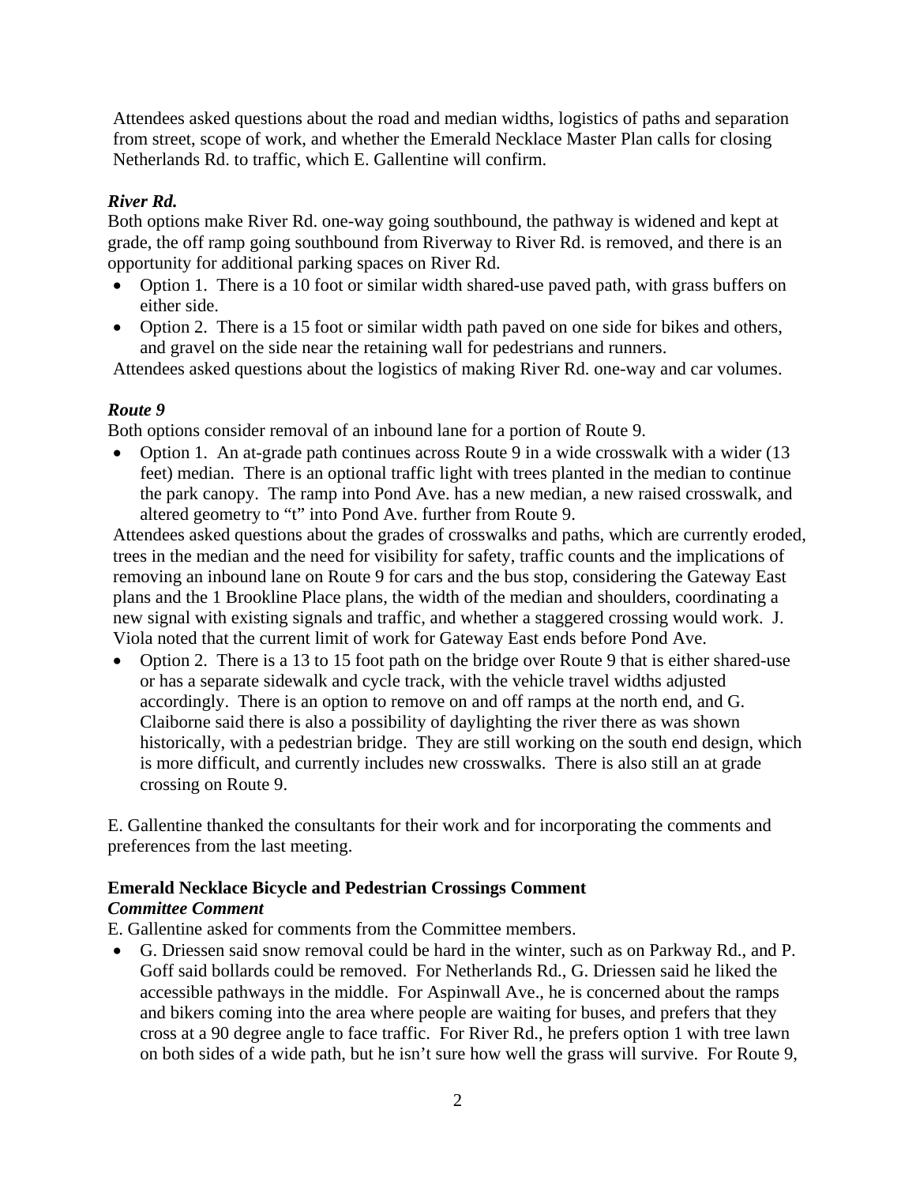Attendees asked questions about the road and median widths, logistics of paths and separation from street, scope of work, and whether the Emerald Necklace Master Plan calls for closing Netherlands Rd. to traffic, which E. Gallentine will confirm.

***River Rd.***

Both options make River Rd. one-way going southbound, the pathway is widened and kept at grade, the off ramp going southbound from Riverway to River Rd. is removed, and there is an opportunity for additional parking spaces on River Rd.

- Option 1. There is a 10 foot or similar width shared-use paved path, with grass buffers on either side.
- Option 2. There is a 15 foot or similar width path paved on one side for bikes and others, and gravel on the side near the retaining wall for pedestrians and runners.

Attendees asked questions about the logistics of making River Rd. one-way and car volumes.

***Route 9***

Both options consider removal of an inbound lane for a portion of Route 9.

- Option 1. An at-grade path continues across Route 9 in a wide crosswalk with a wider (13 feet) median. There is an optional traffic light with trees planted in the median to continue the park canopy. The ramp into Pond Ave. has a new median, a new raised crosswalk, and altered geometry to "t" into Pond Ave. further from Route 9.

Attendees asked questions about the grades of crosswalks and paths, which are currently eroded, trees in the median and the need for visibility for safety, traffic counts and the implications of removing an inbound lane on Route 9 for cars and the bus stop, considering the Gateway East plans and the 1 Brookline Place plans, the width of the median and shoulders, coordinating a new signal with existing signals and traffic, and whether a staggered crossing would work. J. Viola noted that the current limit of work for Gateway East ends before Pond Ave.

- Option 2. There is a 13 to 15 foot path on the bridge over Route 9 that is either shared-use or has a separate sidewalk and cycle track, with the vehicle travel widths adjusted accordingly. There is an option to remove on and off ramps at the north end, and G. Claiborne said there is also a possibility of daylighting the river there as was shown historically, with a pedestrian bridge. They are still working on the south end design, which is more difficult, and currently includes new crosswalks. There is also still an at grade crossing on Route 9.

E. Gallentine thanked the consultants for their work and for incorporating the comments and preferences from the last meeting.

**Emerald Necklace Bicycle and Pedestrian Crossings Comment**

***Committee Comment***

E. Gallentine asked for comments from the Committee members.

- G. Driessen said snow removal could be hard in the winter, such as on Parkway Rd., and P. Goff said bollards could be removed. For Netherlands Rd., G. Driessen said he liked the accessible pathways in the middle. For Aspinwall Ave., he is concerned about the ramps and bikers coming into the area where people are waiting for buses, and prefers that they cross at a 90 degree angle to face traffic. For River Rd., he prefers option 1 with tree lawn on both sides of a wide path, but he isn't sure how well the grass will survive. For Route 9,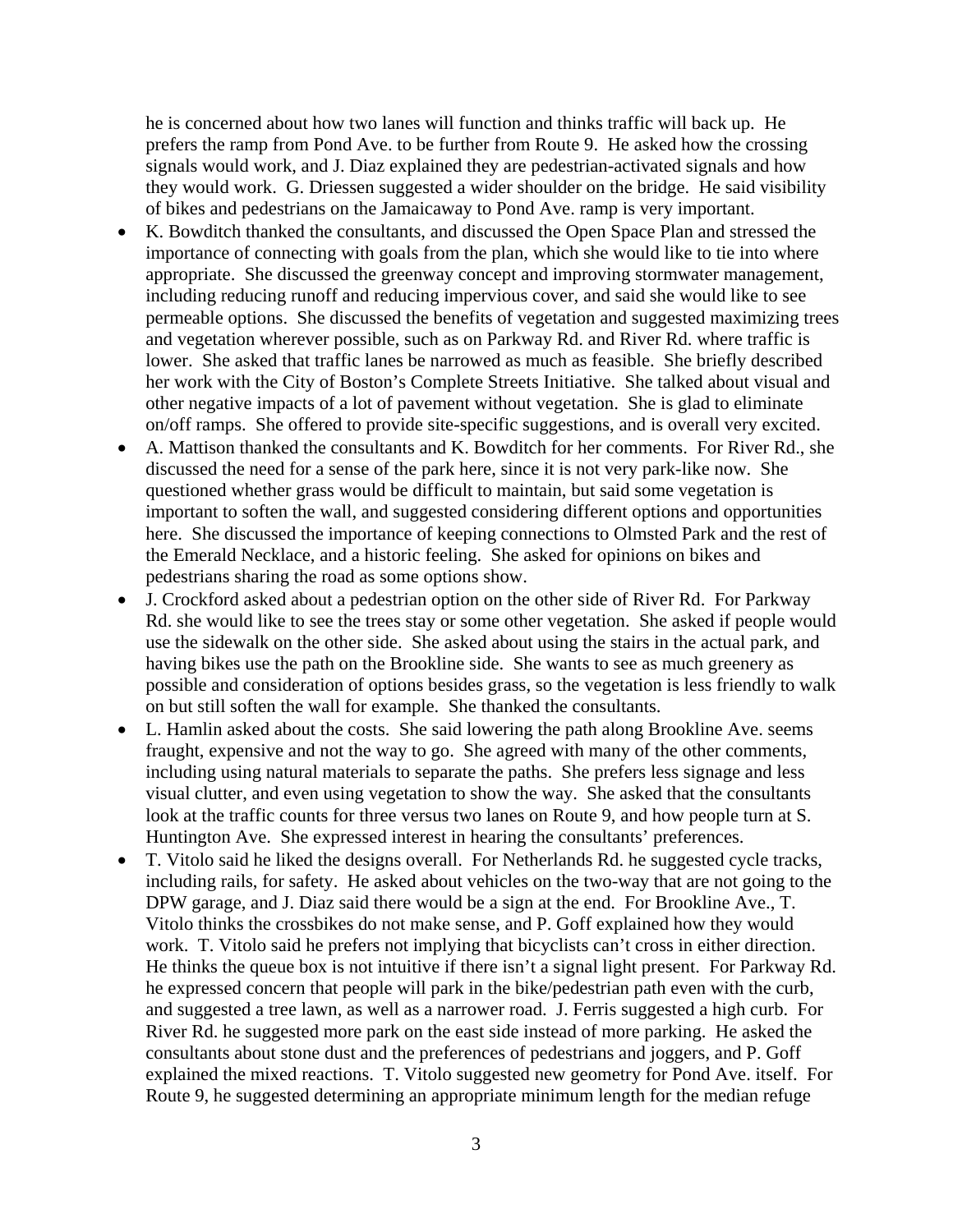he is concerned about how two lanes will function and thinks traffic will back up. He prefers the ramp from Pond Ave. to be further from Route 9. He asked how the crossing signals would work, and J. Diaz explained they are pedestrian-activated signals and how they would work. G. Driessen suggested a wider shoulder on the bridge. He said visibility of bikes and pedestrians on the Jamaicaway to Pond Ave. ramp is very important.

- K. Bowditch thanked the consultants, and discussed the Open Space Plan and stressed the importance of connecting with goals from the plan, which she would like to tie into where appropriate. She discussed the greenway concept and improving stormwater management, including reducing runoff and reducing impervious cover, and said she would like to see permeable options. She discussed the benefits of vegetation and suggested maximizing trees and vegetation wherever possible, such as on Parkway Rd. and River Rd. where traffic is lower. She asked that traffic lanes be narrowed as much as feasible. She briefly described her work with the City of Boston's Complete Streets Initiative. She talked about visual and other negative impacts of a lot of pavement without vegetation. She is glad to eliminate on/off ramps. She offered to provide site-specific suggestions, and is overall very excited.
- A. Mattison thanked the consultants and K. Bowditch for her comments. For River Rd., she discussed the need for a sense of the park here, since it is not very park-like now. She questioned whether grass would be difficult to maintain, but said some vegetation is important to soften the wall, and suggested considering different options and opportunities here. She discussed the importance of keeping connections to Olmsted Park and the rest of the Emerald Necklace, and a historic feeling. She asked for opinions on bikes and pedestrians sharing the road as some options show.
- J. Crockford asked about a pedestrian option on the other side of River Rd. For Parkway Rd. she would like to see the trees stay or some other vegetation. She asked if people would use the sidewalk on the other side. She asked about using the stairs in the actual park, and having bikes use the path on the Brookline side. She wants to see as much greenery as possible and consideration of options besides grass, so the vegetation is less friendly to walk on but still soften the wall for example. She thanked the consultants.
- L. Hamlin asked about the costs. She said lowering the path along Brookline Ave. seems fraught, expensive and not the way to go. She agreed with many of the other comments, including using natural materials to separate the paths. She prefers less signage and less visual clutter, and even using vegetation to show the way. She asked that the consultants look at the traffic counts for three versus two lanes on Route 9, and how people turn at S. Huntington Ave. She expressed interest in hearing the consultants' preferences.
- T. Vitolo said he liked the designs overall. For Netherlands Rd. he suggested cycle tracks, including rails, for safety. He asked about vehicles on the two-way that are not going to the DPW garage, and J. Diaz said there would be a sign at the end. For Brookline Ave., T. Vitolo thinks the crossbikes do not make sense, and P. Goff explained how they would work. T. Vitolo said he prefers not implying that bicyclists can't cross in either direction. He thinks the queue box is not intuitive if there isn't a signal light present. For Parkway Rd. he expressed concern that people will park in the bike/pedestrian path even with the curb, and suggested a tree lawn, as well as a narrower road. J. Ferris suggested a high curb. For River Rd. he suggested more park on the east side instead of more parking. He asked the consultants about stone dust and the preferences of pedestrians and joggers, and P. Goff explained the mixed reactions. T. Vitolo suggested new geometry for Pond Ave. itself. For Route 9, he suggested determining an appropriate minimum length for the median refuge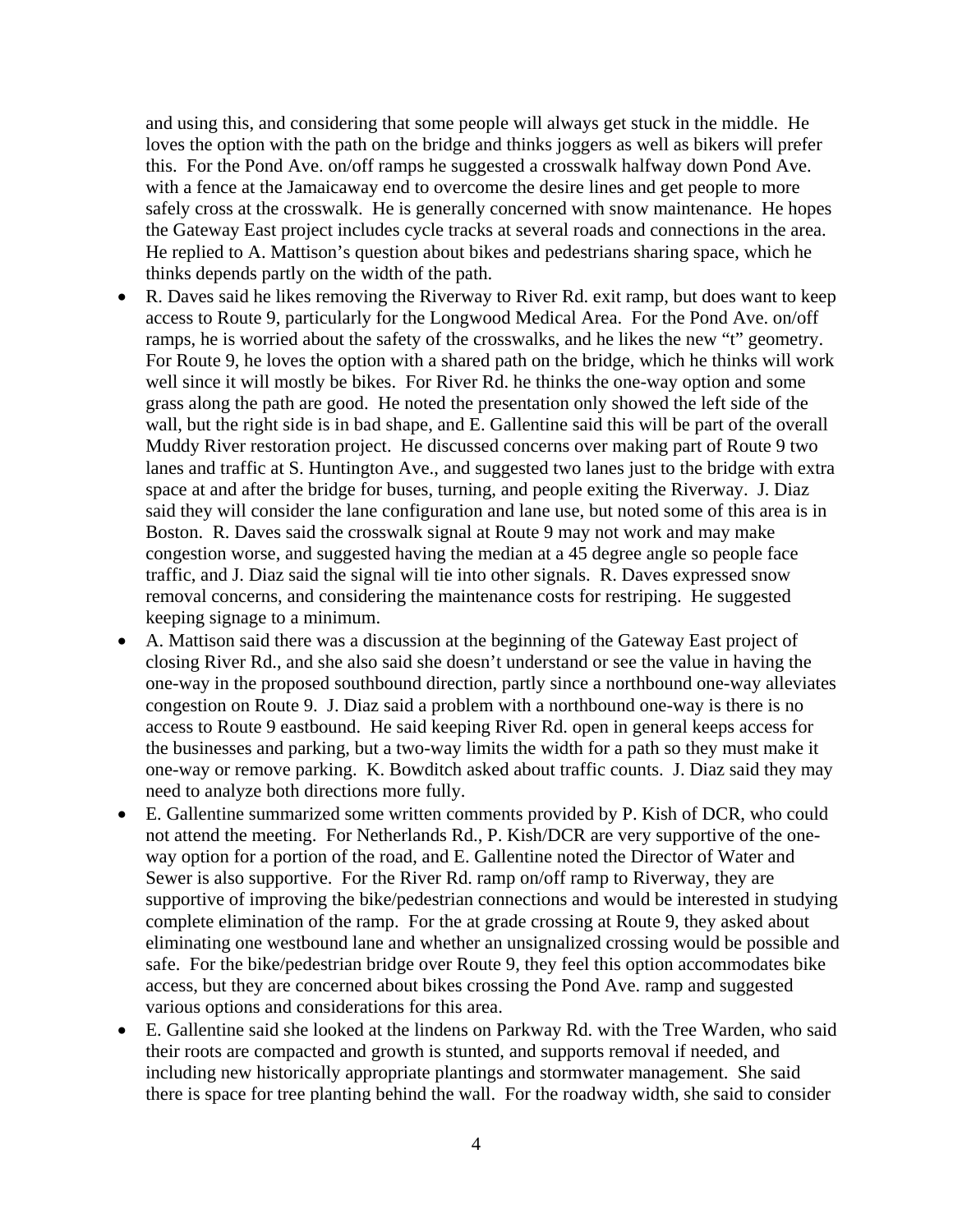and using this, and considering that some people will always get stuck in the middle. He loves the option with the path on the bridge and thinks joggers as well as bikers will prefer this. For the Pond Ave. on/off ramps he suggested a crosswalk halfway down Pond Ave. with a fence at the Jamaicaway end to overcome the desire lines and get people to more safely cross at the crosswalk. He is generally concerned with snow maintenance. He hopes the Gateway East project includes cycle tracks at several roads and connections in the area. He replied to A. Mattison's question about bikes and pedestrians sharing space, which he thinks depends partly on the width of the path.

- R. Daves said he likes removing the Riverway to River Rd. exit ramp, but does want to keep access to Route 9, particularly for the Longwood Medical Area. For the Pond Ave. on/off ramps, he is worried about the safety of the crosswalks, and he likes the new "t" geometry. For Route 9, he loves the option with a shared path on the bridge, which he thinks will work well since it will mostly be bikes. For River Rd. he thinks the one-way option and some grass along the path are good. He noted the presentation only showed the left side of the wall, but the right side is in bad shape, and E. Gallentine said this will be part of the overall Muddy River restoration project. He discussed concerns over making part of Route 9 two lanes and traffic at S. Huntington Ave., and suggested two lanes just to the bridge with extra space at and after the bridge for buses, turning, and people exiting the Riverway. J. Diaz said they will consider the lane configuration and lane use, but noted some of this area is in Boston. R. Daves said the crosswalk signal at Route 9 may not work and may make congestion worse, and suggested having the median at a 45 degree angle so people face traffic, and J. Diaz said the signal will tie into other signals. R. Daves expressed snow removal concerns, and considering the maintenance costs for restriping. He suggested keeping signage to a minimum.
- A. Mattison said there was a discussion at the beginning of the Gateway East project of closing River Rd., and she also said she doesn't understand or see the value in having the one-way in the proposed southbound direction, partly since a northbound one-way alleviates congestion on Route 9. J. Diaz said a problem with a northbound one-way is there is no access to Route 9 eastbound. He said keeping River Rd. open in general keeps access for the businesses and parking, but a two-way limits the width for a path so they must make it one-way or remove parking. K. Bowditch asked about traffic counts. J. Diaz said they may need to analyze both directions more fully.
- E. Gallentine summarized some written comments provided by P. Kish of DCR, who could not attend the meeting. For Netherlands Rd., P. Kish/DCR are very supportive of the one-way option for a portion of the road, and E. Gallentine noted the Director of Water and Sewer is also supportive. For the River Rd. ramp on/off ramp to Riverway, they are supportive of improving the bike/pedestrian connections and would be interested in studying complete elimination of the ramp. For the at grade crossing at Route 9, they asked about eliminating one westbound lane and whether an unsignalized crossing would be possible and safe. For the bike/pedestrian bridge over Route 9, they feel this option accommodates bike access, but they are concerned about bikes crossing the Pond Ave. ramp and suggested various options and considerations for this area.
- E. Gallentine said she looked at the lindens on Parkway Rd. with the Tree Warden, who said their roots are compacted and growth is stunted, and supports removal if needed, and including new historically appropriate plantings and stormwater management. She said there is space for tree planting behind the wall. For the roadway width, she said to consider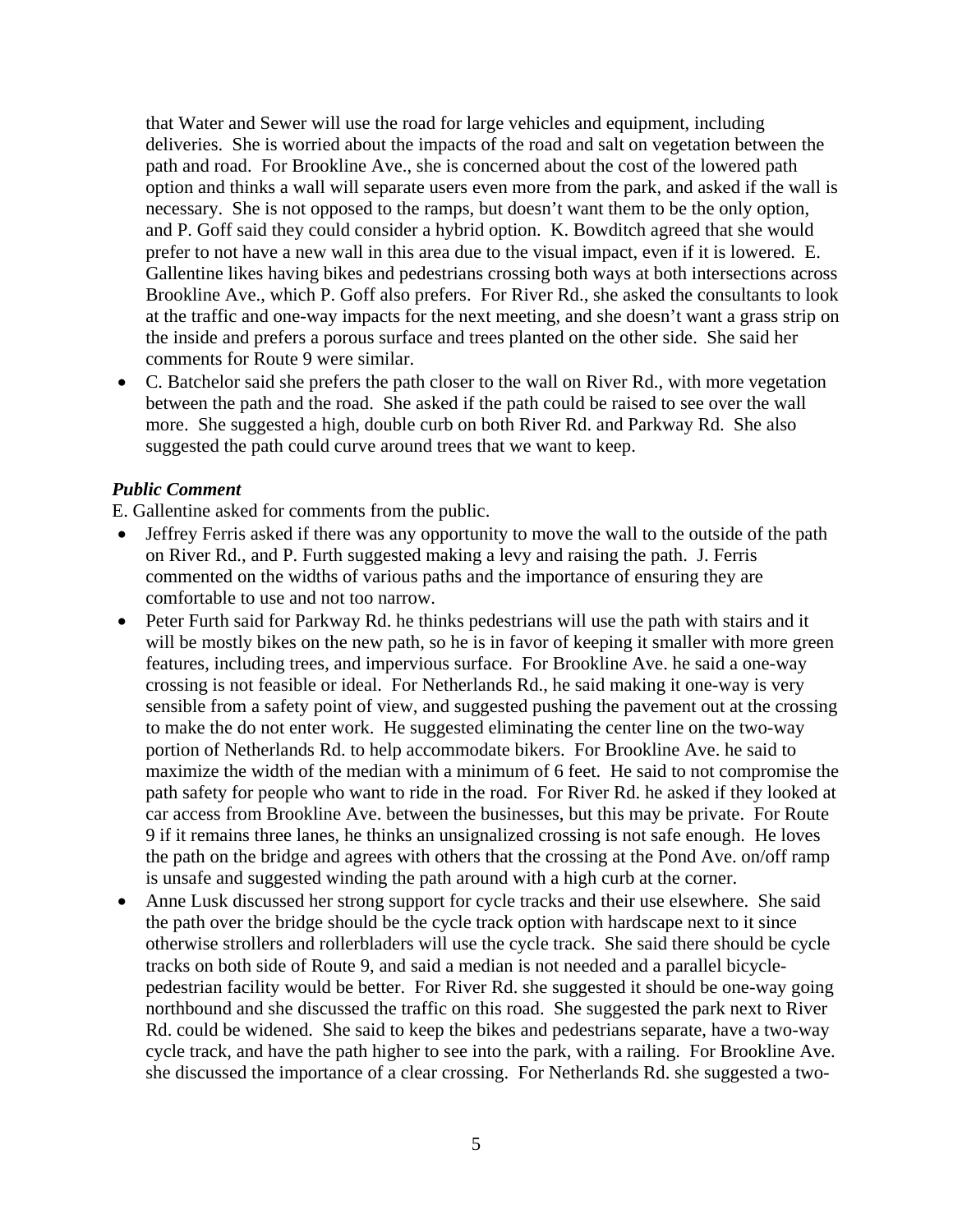that Water and Sewer will use the road for large vehicles and equipment, including deliveries. She is worried about the impacts of the road and salt on vegetation between the path and road. For Brookline Ave., she is concerned about the cost of the lowered path option and thinks a wall will separate users even more from the park, and asked if the wall is necessary. She is not opposed to the ramps, but doesn't want them to be the only option, and P. Goff said they could consider a hybrid option. K. Bowditch agreed that she would prefer to not have a new wall in this area due to the visual impact, even if it is lowered. E. Gallentine likes having bikes and pedestrians crossing both ways at both intersections across Brookline Ave., which P. Goff also prefers. For River Rd., she asked the consultants to look at the traffic and one-way impacts for the next meeting, and she doesn't want a grass strip on the inside and prefers a porous surface and trees planted on the other side. She said her comments for Route 9 were similar.

- C. Batchelor said she prefers the path closer to the wall on River Rd., with more vegetation between the path and the road. She asked if the path could be raised to see over the wall more. She suggested a high, double curb on both River Rd. and Parkway Rd. She also suggested the path could curve around trees that we want to keep.

### *Public Comment*

E. Gallentine asked for comments from the public.

- Jeffrey Ferris asked if there was any opportunity to move the wall to the outside of the path on River Rd., and P. Furth suggested making a levy and raising the path. J. Ferris commented on the widths of various paths and the importance of ensuring they are comfortable to use and not too narrow.
- Peter Furth said for Parkway Rd. he thinks pedestrians will use the path with stairs and it will be mostly bikes on the new path, so he is in favor of keeping it smaller with more green features, including trees, and impervious surface. For Brookline Ave. he said a one-way crossing is not feasible or ideal. For Netherlands Rd., he said making it one-way is very sensible from a safety point of view, and suggested pushing the pavement out at the crossing to make the do not enter work. He suggested eliminating the center line on the two-way portion of Netherlands Rd. to help accommodate bikers. For Brookline Ave. he said to maximize the width of the median with a minimum of 6 feet. He said to not compromise the path safety for people who want to ride in the road. For River Rd. he asked if they looked at car access from Brookline Ave. between the businesses, but this may be private. For Route 9 if it remains three lanes, he thinks an unsignalized crossing is not safe enough. He loves the path on the bridge and agrees with others that the crossing at the Pond Ave. on/off ramp is unsafe and suggested winding the path around with a high curb at the corner.
- Anne Lusk discussed her strong support for cycle tracks and their use elsewhere. She said the path over the bridge should be the cycle track option with hardscape next to it since otherwise strollers and rollerbladers will use the cycle track. She said there should be cycle tracks on both side of Route 9, and said a median is not needed and a parallel bicycle-pedestrian facility would be better. For River Rd. she suggested it should be one-way going northbound and she discussed the traffic on this road. She suggested the park next to River Rd. could be widened. She said to keep the bikes and pedestrians separate, have a two-way cycle track, and have the path higher to see into the park, with a railing. For Brookline Ave. she discussed the importance of a clear crossing. For Netherlands Rd. she suggested a two-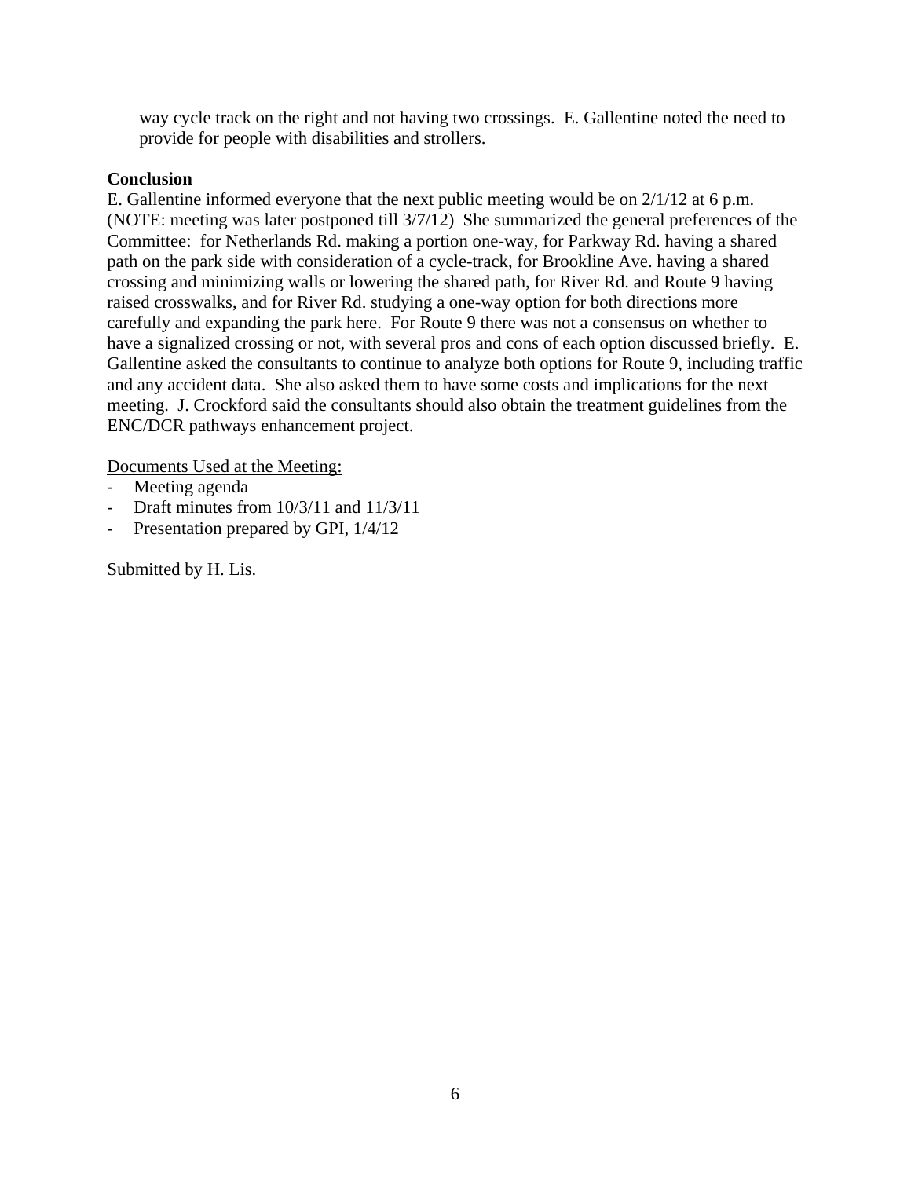way cycle track on the right and not having two crossings. E. Gallentine noted the need to provide for people with disabilities and strollers.

**Conclusion**

E. Gallentine informed everyone that the next public meeting would be on 2/1/12 at 6 p.m. (NOTE: meeting was later postponed till 3/7/12) She summarized the general preferences of the Committee: for Netherlands Rd. making a portion one-way, for Parkway Rd. having a shared path on the park side with consideration of a cycle-track, for Brookline Ave. having a shared crossing and minimizing walls or lowering the shared path, for River Rd. and Route 9 having raised crosswalks, and for River Rd. studying a one-way option for both directions more carefully and expanding the park here. For Route 9 there was not a consensus on whether to have a signalized crossing or not, with several pros and cons of each option discussed briefly. E. Gallentine asked the consultants to continue to analyze both options for Route 9, including traffic and any accident data. She also asked them to have some costs and implications for the next meeting. J. Crockford said the consultants should also obtain the treatment guidelines from the ENC/DCR pathways enhancement project.

<u>Documents Used at the Meeting:</u>

- Meeting agenda
- Draft minutes from 10/3/11 and 11/3/11
- Presentation prepared by GPI, 1/4/12

Submitted by H. Lis.